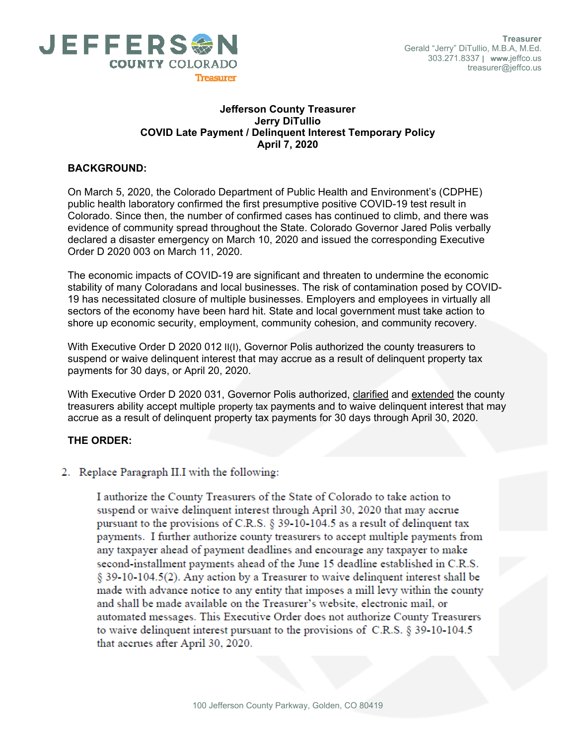**Treasurer**
Gerald "Jerry" DiTullio, M.B.A, M.Ed.
303.271.8337 | **www.**jeffco.us
treasurer@jeffco.us

# Jefferson County Treasurer
## Jerry DiTullio
## COVID Late Payment / Delinquent Interest Temporary Policy
## April 7, 2020

**BACKGROUND:**

On March 5, 2020, the Colorado Department of Public Health and Environment's (CDPHE) public health laboratory confirmed the first presumptive positive COVID-19 test result in Colorado. Since then, the number of confirmed cases has continued to climb, and there was evidence of community spread throughout the State. Colorado Governor Jared Polis verbally declared a disaster emergency on March 10, 2020 and issued the corresponding Executive Order D 2020 003 on March 11, 2020.

The economic impacts of COVID-19 are significant and threaten to undermine the economic stability of many Coloradans and local businesses. The risk of contamination posed by COVID-19 has necessitated closure of multiple businesses. Employers and employees in virtually all sectors of the economy have been hard hit. State and local government must take action to shore up economic security, employment, community cohesion, and community recovery.

With Executive Order D 2020 012 II(I), Governor Polis authorized the county treasurers to suspend or waive delinquent interest that may accrue as a result of delinquent property tax payments for 30 days, or April 20, 2020.

With Executive Order D 2020 031, Governor Polis authorized, clarified and extended the county treasurers ability accept multiple property tax payments and to waive delinquent interest that may accrue as a result of delinquent property tax payments for 30 days through April 30, 2020.

**THE ORDER:**

2. Replace Paragraph II.I with the following:

   I authorize the County Treasurers of the State of Colorado to take action to suspend or waive delinquent interest through April 30, 2020 that may accrue pursuant to the provisions of C.R.S. § 39-10-104.5 as a result of delinquent tax payments. I further authorize county treasurers to accept multiple payments from any taxpayer ahead of payment deadlines and encourage any taxpayer to make second-installment payments ahead of the June 15 deadline established in C.R.S. § 39-10-104.5(2). Any action by a Treasurer to waive delinquent interest shall be made with advance notice to any entity that imposes a mill levy within the county and shall be made available on the Treasurer's website, electronic mail, or automated messages. This Executive Order does not authorize County Treasurers to waive delinquent interest pursuant to the provisions of C.R.S. § 39-10-104.5 that accrues after April 30, 2020.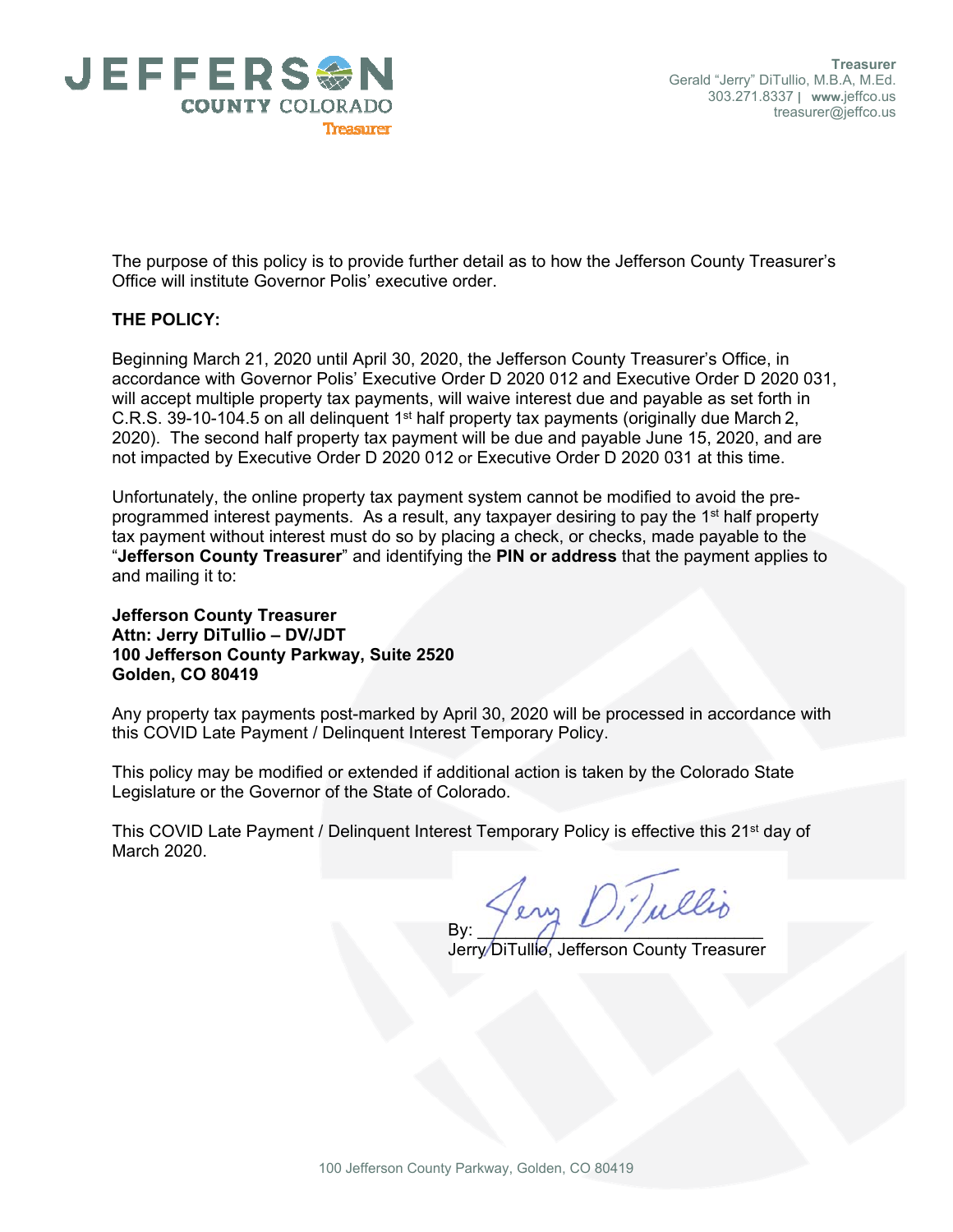**Treasurer**
Gerald "Jerry" DiTullio, M.B.A, M.Ed.
303.271.8337 | www.jeffco.us
treasurer@jeffco.us

The purpose of this policy is to provide further detail as to how the Jefferson County Treasurer's Office will institute Governor Polis' executive order.

**THE POLICY:**

Beginning March 21, 2020 until April 30, 2020, the Jefferson County Treasurer's Office, in accordance with Governor Polis' Executive Order D 2020 012 and Executive Order D 2020 031, will accept multiple property tax payments, will waive interest due and payable as set forth in C.R.S. 39-10-104.5 on all delinquent 1st half property tax payments (originally due March 2, 2020). The second half property tax payment will be due and payable June 15, 2020, and are not impacted by Executive Order D 2020 012 or Executive Order D 2020 031 at this time.

Unfortunately, the online property tax payment system cannot be modified to avoid the pre-programmed interest payments. As a result, any taxpayer desiring to pay the 1st half property tax payment without interest must do so by placing a check, or checks, made payable to the "**Jefferson County Treasurer**" and identifying the **PIN or address** that the payment applies to and mailing it to:

**Jefferson County Treasurer**
**Attn: Jerry DiTullio – DV/JDT**
**100 Jefferson County Parkway, Suite 2520**
**Golden, CO 80419**

Any property tax payments post-marked by April 30, 2020 will be processed in accordance with this COVID Late Payment / Delinquent Interest Temporary Policy.

This policy may be modified or extended if additional action is taken by the Colorado State Legislature or the Governor of the State of Colorado.

This COVID Late Payment / Delinquent Interest Temporary Policy is effective this 21st day of March 2020.

By: Jerry DiTullio
Jerry DiTullio, Jefferson County Treasurer